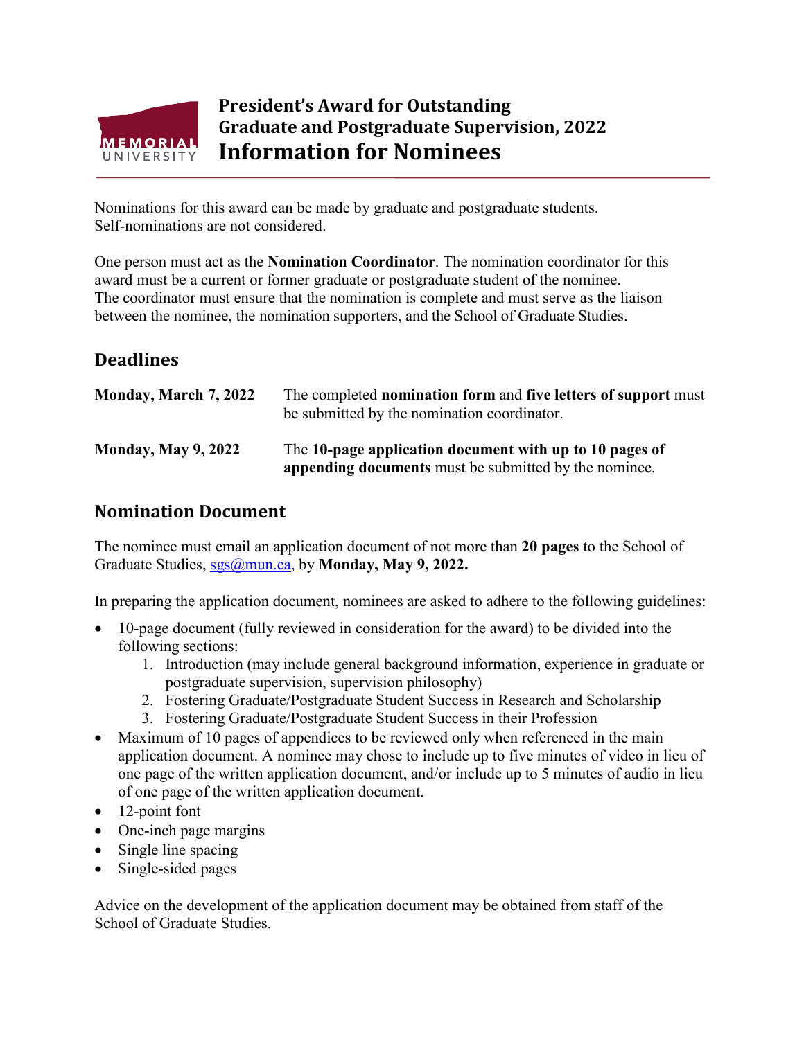# President's Award for Outstanding Graduate and Postgraduate Supervision, 2022

## Information for Nominees

Nominations for this award can be made by graduate and postgraduate students. Self-nominations are not considered.

One person must act as the **Nomination Coordinator**. The nomination coordinator for this award must be a current or former graduate or postgraduate student of the nominee. The coordinator must ensure that the nomination is complete and must serve as the liaison between the nominee, the nomination supporters, and the School of Graduate Studies.

## Deadlines

| | |
|---|---|
| **Monday, March 7, 2022** | The completed **nomination form** and **five letters of support** must be submitted by the nomination coordinator. |
| **Monday, May 9, 2022** | The **10-page application document with up to 10 pages of appending documents** must be submitted by the nominee. |

## Nomination Document

The nominee must email an application document of not more than **20 pages** to the School of Graduate Studies, sgs@mun.ca, by **Monday, May 9, 2022.**

In preparing the application document, nominees are asked to adhere to the following guidelines:

- 10-page document (fully reviewed in consideration for the award) to be divided into the following sections:
    1. Introduction (may include general background information, experience in graduate or postgraduate supervision, supervision philosophy)
    2. Fostering Graduate/Postgraduate Student Success in Research and Scholarship
    3. Fostering Graduate/Postgraduate Student Success in their Profession
- Maximum of 10 pages of appendices to be reviewed only when referenced in the main application document. A nominee may chose to include up to five minutes of video in lieu of one page of the written application document, and/or include up to 5 minutes of audio in lieu of one page of the written application document.
- 12-point font
- One-inch page margins
- Single line spacing
- Single-sided pages

Advice on the development of the application document may be obtained from staff of the School of Graduate Studies.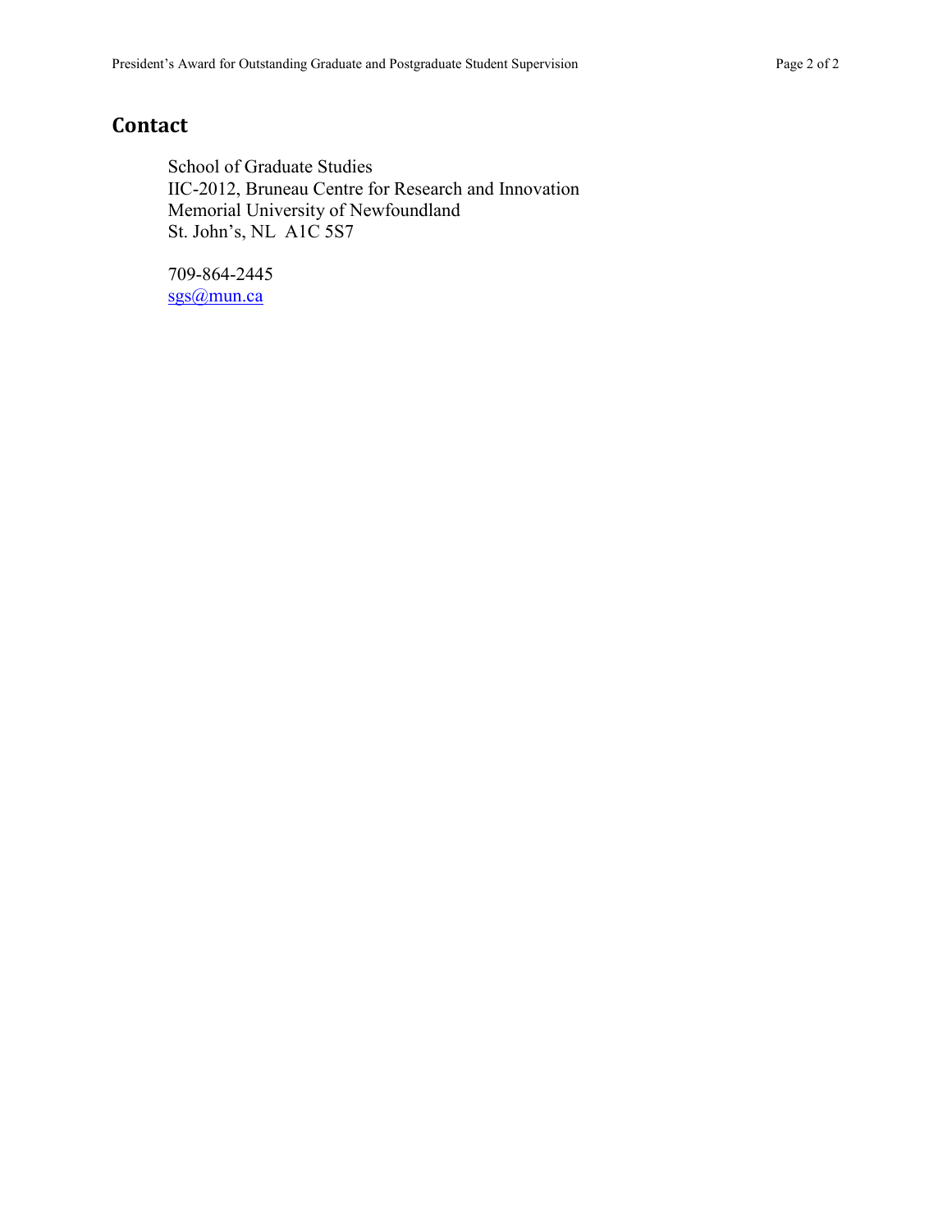## Contact

School of Graduate Studies
IIC-2012, Bruneau Centre for Research and Innovation
Memorial University of Newfoundland
St. John's, NL A1C 5S7

709-864-2445
sgs@mun.ca